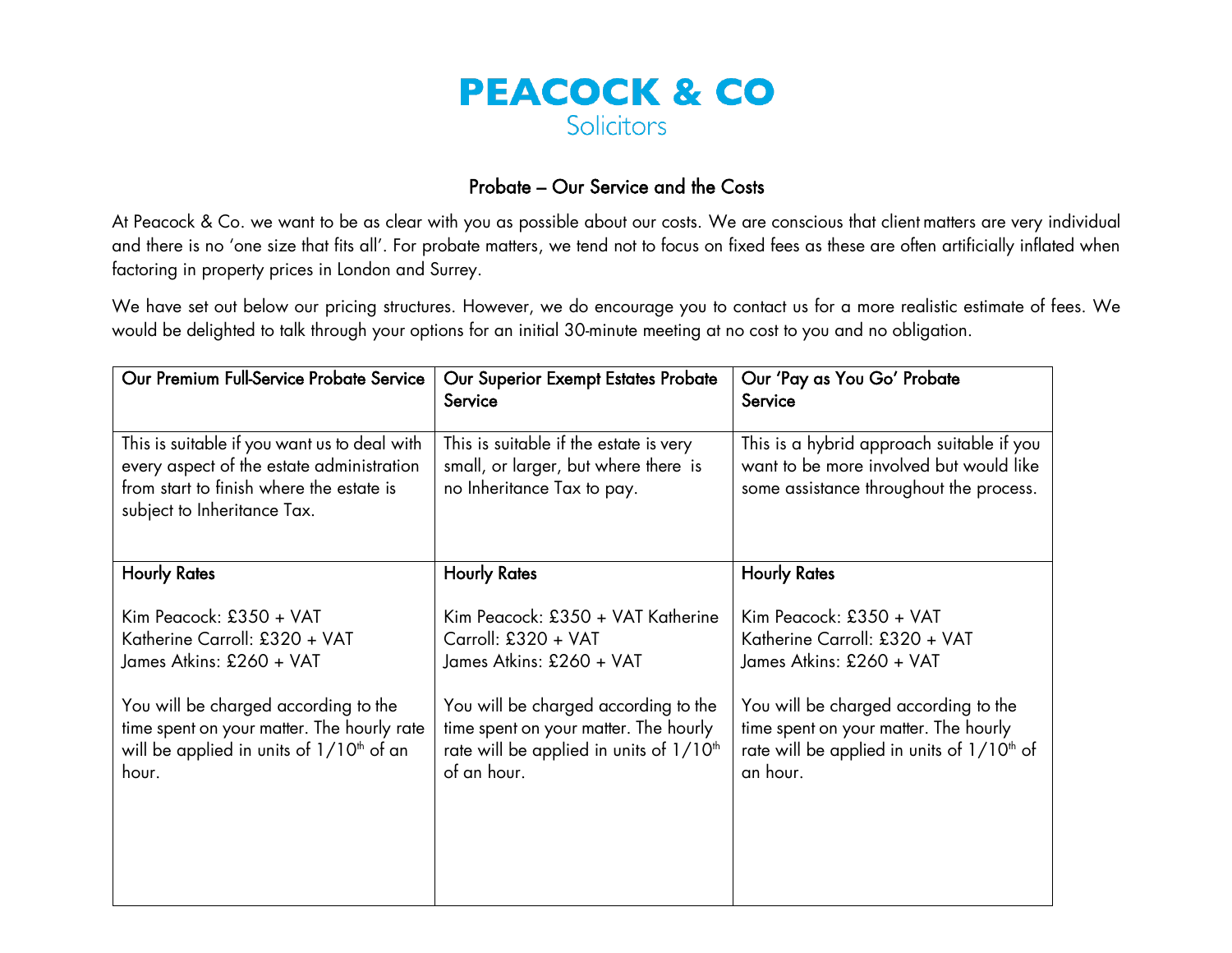# PEACOCK & CO
Solicitors

## Probate – Our Service and the Costs

At Peacock & Co. we want to be as clear with you as possible about our costs. We are conscious that client matters are very individual and there is no 'one size that fits all'. For probate matters, we tend not to focus on fixed fees as these are often artificially inflated when factoring in property prices in London and Surrey.

We have set out below our pricing structures. However, we do encourage you to contact us for a more realistic estimate of fees. We would be delighted to talk through your options for an initial 30-minute meeting at no cost to you and no obligation.

| Our Premium Full-Service Probate Service | Our Superior Exempt Estates Probate Service | Our 'Pay as You Go' Probate Service |
|---|---|---|
| This is suitable if you want us to deal with every aspect of the estate administration from start to finish where the estate is subject to Inheritance Tax. | This is suitable if the estate is very small, or larger, but where there is no Inheritance Tax to pay. | This is a hybrid approach suitable if you want to be more involved but would like some assistance throughout the process. |
| **Hourly Rates**<br><br>Kim Peacock: £350 + VAT<br>Katherine Carroll: £320 + VAT<br>James Atkins: £260 + VAT<br><br>You will be charged according to the time spent on your matter. The hourly rate will be applied in units of 1/10th of an hour. | **Hourly Rates**<br><br>Kim Peacock: £350 + VAT<br>Katherine Carroll: £320 + VAT<br>James Atkins: £260 + VAT<br><br>You will be charged according to the time spent on your matter. The hourly rate will be applied in units of 1/10th of an hour. | **Hourly Rates**<br><br>Kim Peacock: £350 + VAT<br>Katherine Carroll: £320 + VAT<br>James Atkins: £260 + VAT<br><br>You will be charged according to the time spent on your matter. The hourly rate will be applied in units of 1/10th of an hour. |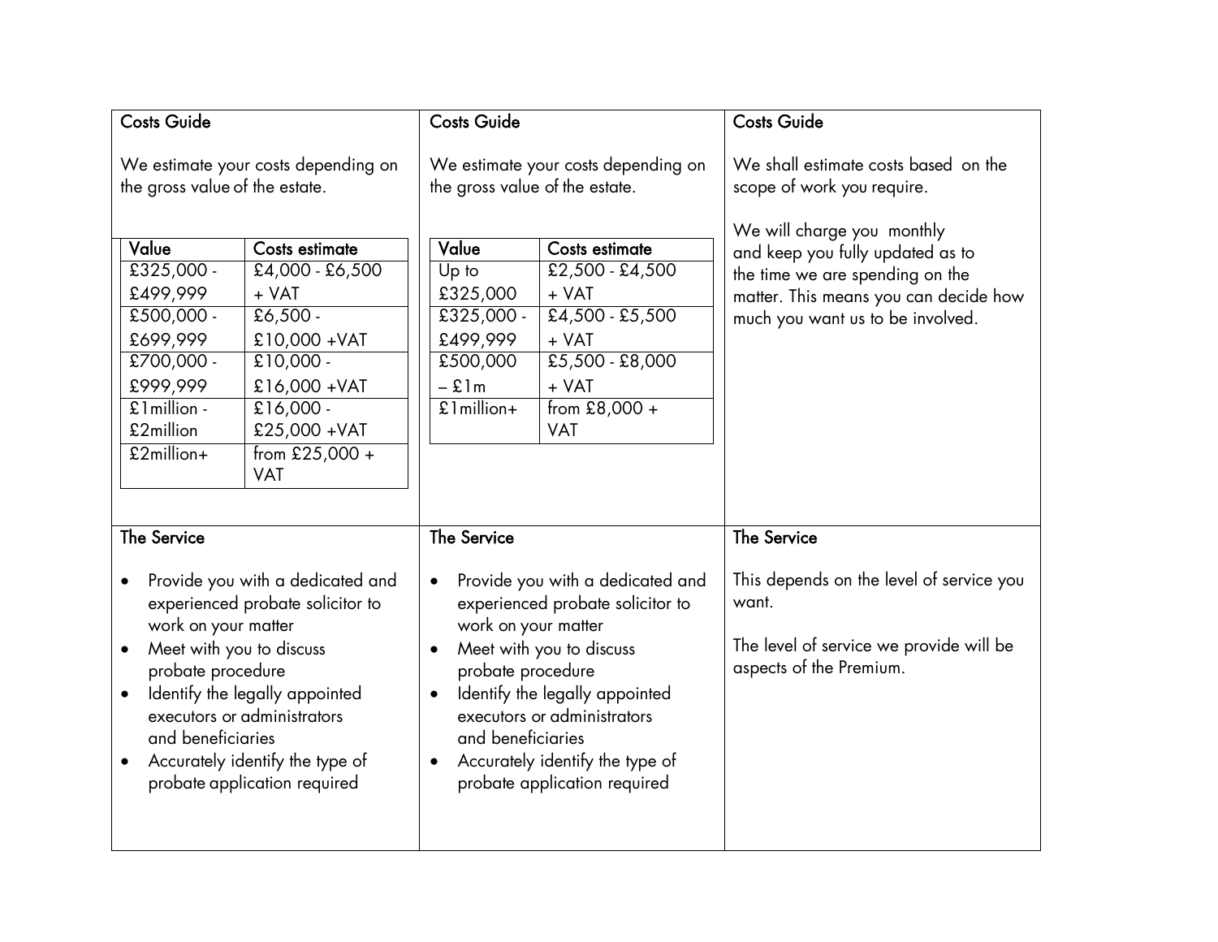### Costs Guide

We estimate your costs depending on the gross value of the estate.

| Value | Costs estimate |
|---|---|
| £325,000 - £499,999 | £4,000 - £6,500 + VAT |
| £500,000 - £699,999 | £6,500 - £10,000 +VAT |
| £700,000 - £999,999 | £10,000 - £16,000 +VAT |
| £1million - £2million | £16,000 - £25,000 +VAT |
| £2million+ | from £25,000 + VAT |

### The Service

- Provide you with a dedicated and experienced probate solicitor to work on your matter
- Meet with you to discuss probate procedure
- Identify the legally appointed executors or administrators and beneficiaries
- Accurately identify the type of probate application required

### Costs Guide

We estimate your costs depending on the gross value of the estate.

| Value | Costs estimate |
|---|---|
| Up to £325,000 | £2,500 - £4,500 + VAT |
| £325,000 - £499,999 | £4,500 - £5,500 + VAT |
| £500,000 – £1m | £5,500 - £8,000 + VAT |
| £1million+ | from £8,000 + VAT |

### The Service

- Provide you with a dedicated and experienced probate solicitor to work on your matter
- Meet with you to discuss probate procedure
- Identify the legally appointed executors or administrators and beneficiaries
- Accurately identify the type of probate application required

### Costs Guide

We shall estimate costs based on the scope of work you require.

We will charge you monthly and keep you fully updated as to the time we are spending on the matter. This means you can decide how much you want us to be involved.

### The Service

This depends on the level of service you want.

The level of service we provide will be aspects of the Premium.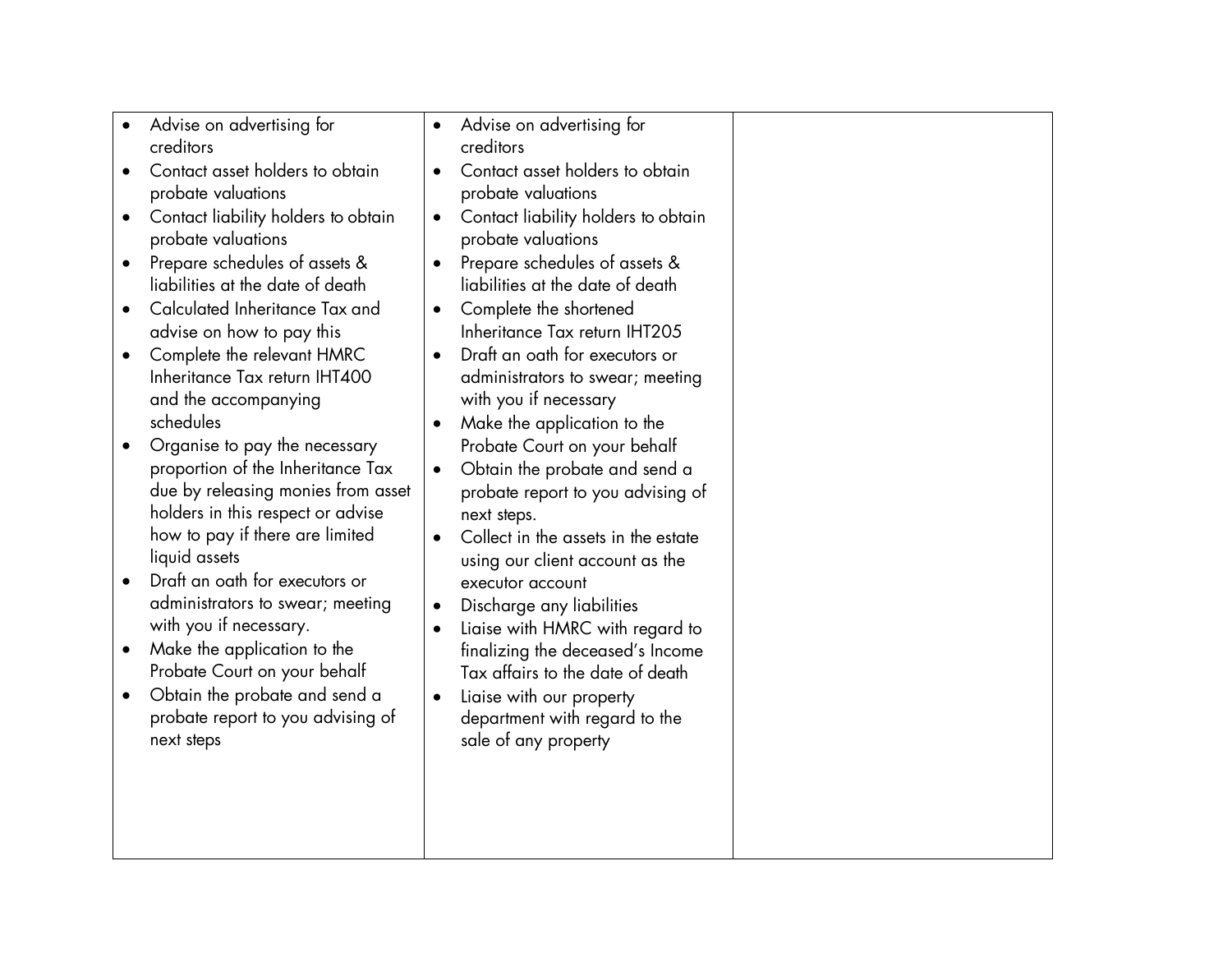| | | |
|---|---|---|
| • Advise on advertising for creditors<br>• Contact asset holders to obtain probate valuations<br>• Contact liability holders to obtain probate valuations<br>• Prepare schedules of assets & liabilities at the date of death<br>• Calculated Inheritance Tax and advise on how to pay this<br>• Complete the relevant HMRC Inheritance Tax return IHT400 and the accompanying schedules<br>• Organise to pay the necessary proportion of the Inheritance Tax due by releasing monies from asset holders in this respect or advise how to pay if there are limited liquid assets<br>• Draft an oath for executors or administrators to swear; meeting with you if necessary.<br>• Make the application to the Probate Court on your behalf<br>• Obtain the probate and send a probate report to you advising of next steps | • Advise on advertising for creditors<br>• Contact asset holders to obtain probate valuations<br>• Contact liability holders to obtain probate valuations<br>• Prepare schedules of assets & liabilities at the date of death<br>• Complete the shortened Inheritance Tax return IHT205<br>• Draft an oath for executors or administrators to swear; meeting with you if necessary<br>• Make the application to the Probate Court on your behalf<br>• Obtain the probate and send a probate report to you advising of next steps.<br>• Collect in the assets in the estate using our client account as the executor account<br>• Discharge any liabilities<br>• Liaise with HMRC with regard to finalizing the deceased's Income Tax affairs to the date of death<br>• Liaise with our property department with regard to the sale of any property | |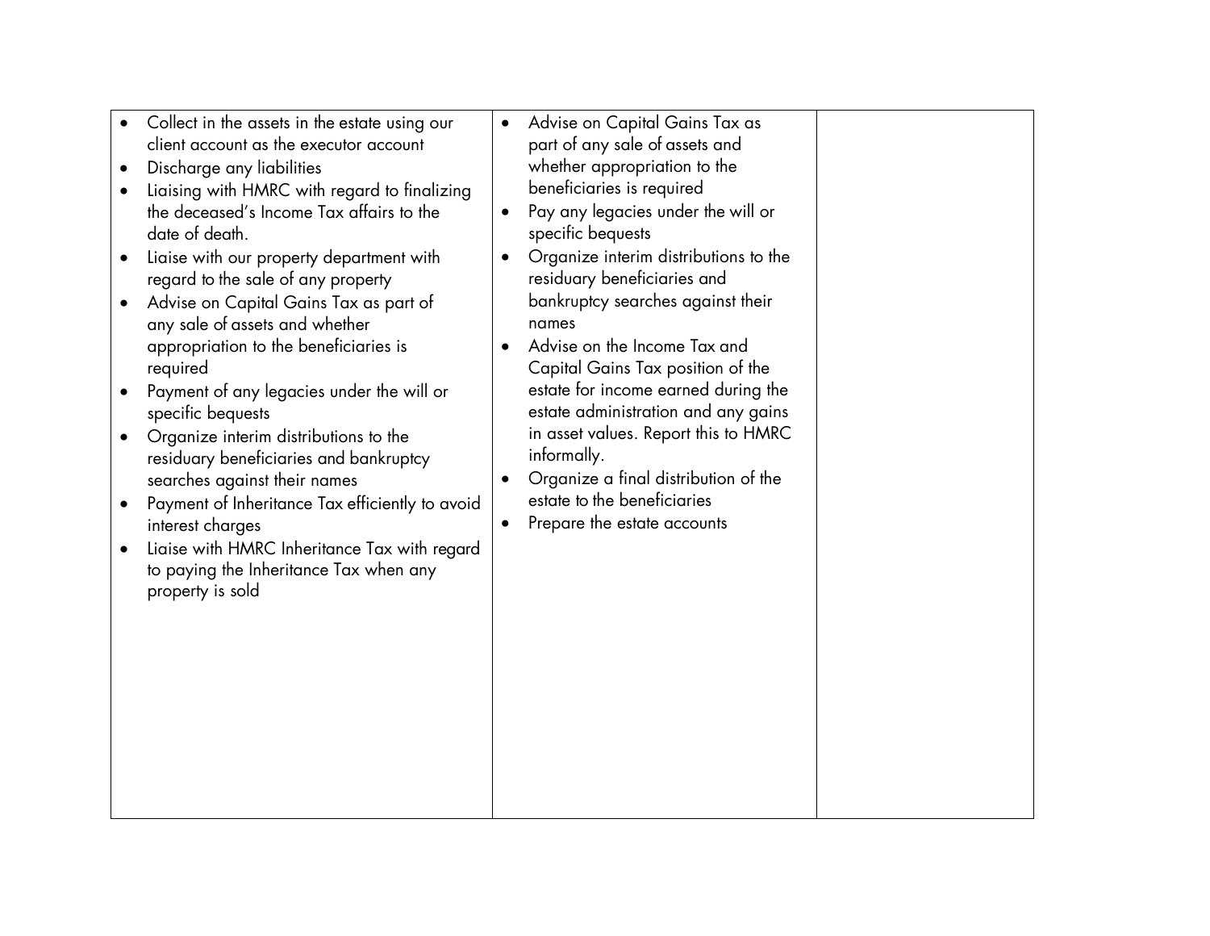| | | |
|---|---|---|
| • Collect in the assets in the estate using our client account as the executor account<br>• Discharge any liabilities<br>• Liaising with HMRC with regard to finalizing the deceased's Income Tax affairs to the date of death.<br>• Liaise with our property department with regard to the sale of any property<br>• Advise on Capital Gains Tax as part of any sale of assets and whether appropriation to the beneficiaries is required<br>• Payment of any legacies under the will or specific bequests<br>• Organize interim distributions to the residuary beneficiaries and bankruptcy searches against their names<br>• Payment of Inheritance Tax efficiently to avoid interest charges<br>• Liaise with HMRC Inheritance Tax with regard to paying the Inheritance Tax when any property is sold | • Advise on Capital Gains Tax as part of any sale of assets and whether appropriation to the beneficiaries is required<br>• Pay any legacies under the will or specific bequests<br>• Organize interim distributions to the residuary beneficiaries and bankruptcy searches against their names<br>• Advise on the Income Tax and Capital Gains Tax position of the estate for income earned during the estate administration and any gains in asset values. Report this to HMRC informally.<br>• Organize a final distribution of the estate to the beneficiaries<br>• Prepare the estate accounts | |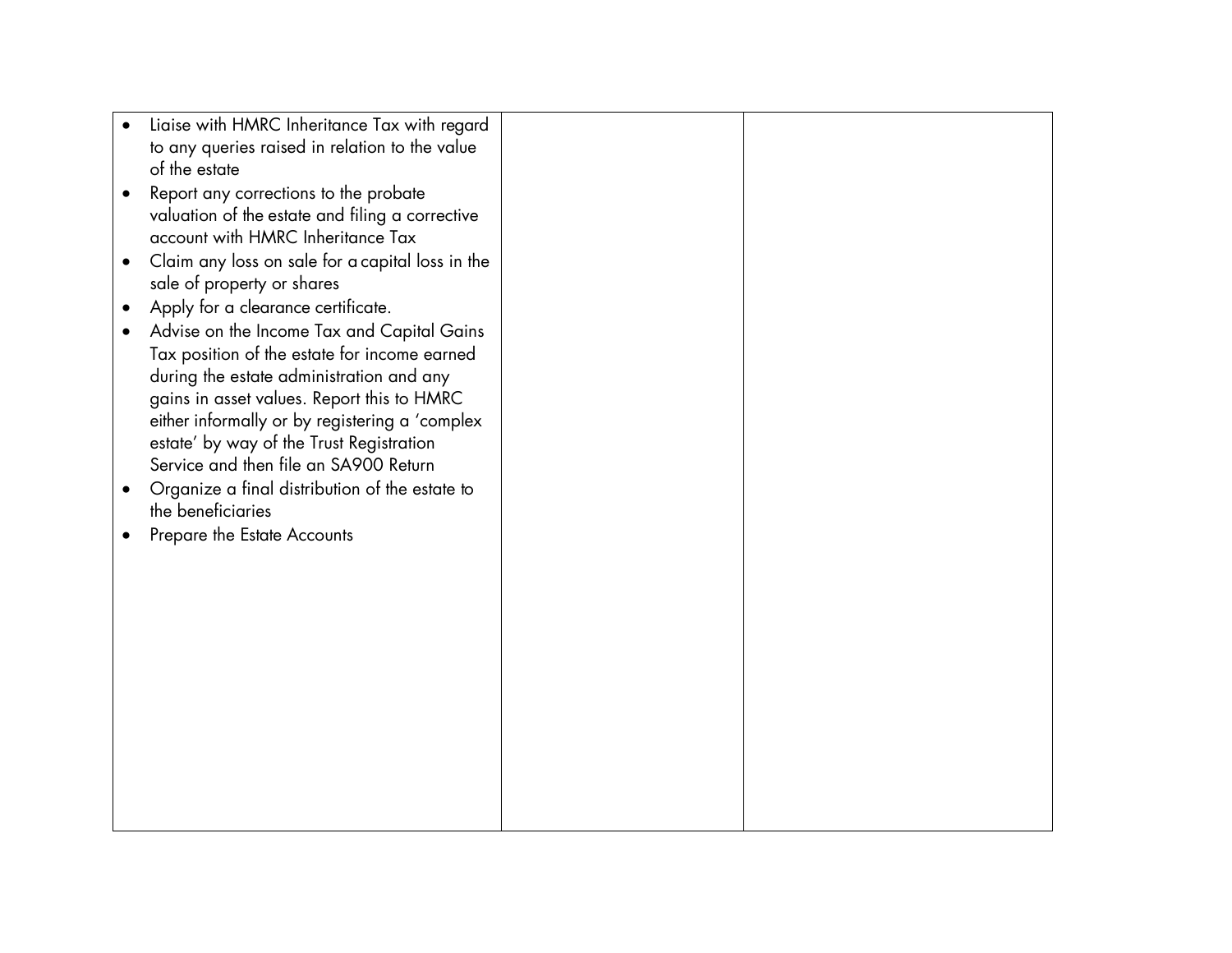| | | |
|---|---|---|
| • Liaise with HMRC Inheritance Tax with regard to any queries raised in relation to the value of the estate<br>• Report any corrections to the probate valuation of the estate and filing a corrective account with HMRC Inheritance Tax<br>• Claim any loss on sale for a capital loss in the sale of property or shares<br>• Apply for a clearance certificate.<br>• Advise on the Income Tax and Capital Gains Tax position of the estate for income earned during the estate administration and any gains in asset values. Report this to HMRC either informally or by registering a 'complex estate' by way of the Trust Registration Service and then file an SA900 Return<br>• Organize a final distribution of the estate to the beneficiaries<br>• Prepare the Estate Accounts | | |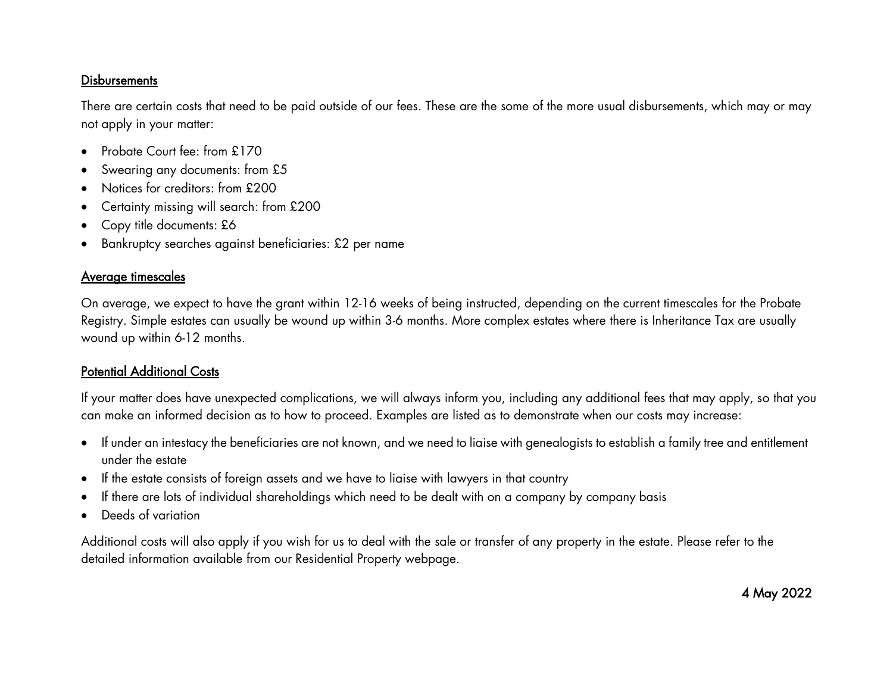## Disbursements

There are certain costs that need to be paid outside of our fees. These are the some of the more usual disbursements, which may or may not apply in your matter:

- Probate Court fee: from £170
- Swearing any documents: from £5
- Notices for creditors: from £200
- Certainty missing will search: from £200
- Copy title documents: £6
- Bankruptcy searches against beneficiaries: £2 per name

## Average timescales

On average, we expect to have the grant within 12-16 weeks of being instructed, depending on the current timescales for the Probate Registry. Simple estates can usually be wound up within 3-6 months. More complex estates where there is Inheritance Tax are usually wound up within 6-12 months.

## Potential Additional Costs

If your matter does have unexpected complications, we will always inform you, including any additional fees that may apply, so that you can make an informed decision as to how to proceed. Examples are listed as to demonstrate when our costs may increase:

- If under an intestacy the beneficiaries are not known, and we need to liaise with genealogists to establish a family tree and entitlement under the estate
- If the estate consists of foreign assets and we have to liaise with lawyers in that country
- If there are lots of individual shareholdings which need to be dealt with on a company by company basis
- Deeds of variation

Additional costs will also apply if you wish for us to deal with the sale or transfer of any property in the estate. Please refer to the detailed information available from our Residential Property webpage.

4 May 2022